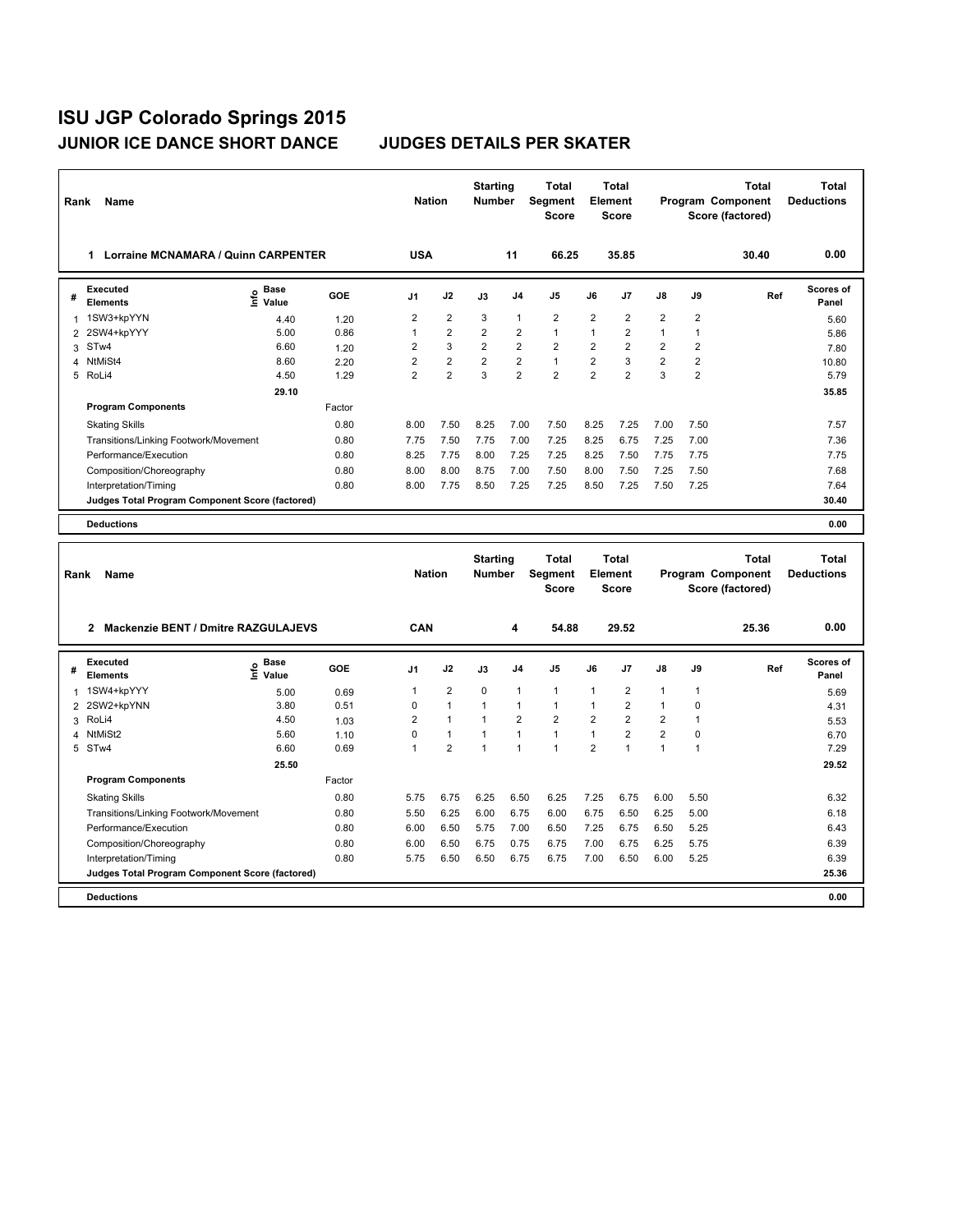# ISU JGP Colorado Springs 2015

## JUNIOR ICE DANCE SHORT DANCE JUDGES DETAILS PER SKATER

| Rank | Name | Nation | Starting Number | Total Segment Score | Total Element Score | Total Program Component Score (factored) | Total Deductions |
|---|---|---|---|---|---|---|---|
| 1 | Lorraine MCNAMARA / Quinn CARPENTER | USA | 11 | 66.25 | 35.85 | 30.40 | 0.00 |

| # | Executed Elements | Info | Base Value | GOE | J1 | J2 | J3 | J4 | J5 | J6 | J7 | J8 | J9 | Ref | Scores of Panel |
|---|---|---|---|---|---|---|---|---|---|---|---|---|---|---|---|
| 1 | 1SW3+kpYYN | | 4.40 | 1.20 | 2 | 2 | 3 | 1 | 2 | 2 | 2 | 2 | 2 | | 5.60 |
| 2 | 2SW4+kpYYY | | 5.00 | 0.86 | 1 | 2 | 2 | 2 | 1 | 1 | 2 | 1 | 1 | | 5.86 |
| 3 | STw4 | | 6.60 | 1.20 | 2 | 3 | 2 | 2 | 2 | 2 | 2 | 2 | 2 | | 7.80 |
| 4 | NtMiSt4 | | 8.60 | 2.20 | 2 | 2 | 2 | 2 | 1 | 2 | 3 | 2 | 2 | | 10.80 |
| 5 | RoLi4 | | 4.50 | 1.29 | 2 | 2 | 3 | 2 | 2 | 2 | 2 | 3 | 2 | | 5.79 |
| | | | 29.10 | | | | | | | | | | | | 35.85 |

| Program Components | Factor | J1 | J2 | J3 | J4 | J5 | J6 | J7 | J8 | J9 | Scores of Panel |
|---|---|---|---|---|---|---|---|---|---|---|---|
| Skating Skills | 0.80 | 8.00 | 7.50 | 8.25 | 7.00 | 7.50 | 8.25 | 7.25 | 7.00 | 7.50 | 7.57 |
| Transitions/Linking Footwork/Movement | 0.80 | 7.75 | 7.50 | 7.75 | 7.00 | 7.25 | 8.25 | 6.75 | 7.25 | 7.00 | 7.36 |
| Performance/Execution | 0.80 | 8.25 | 7.75 | 8.00 | 7.25 | 7.25 | 8.25 | 7.50 | 7.75 | 7.75 | 7.75 |
| Composition/Choreography | 0.80 | 8.00 | 8.00 | 8.75 | 7.00 | 7.50 | 8.00 | 7.50 | 7.25 | 7.50 | 7.68 |
| Interpretation/Timing | 0.80 | 8.00 | 7.75 | 8.50 | 7.25 | 7.25 | 8.50 | 7.25 | 7.50 | 7.25 | 7.64 |
| **Judges Total Program Component Score (factored)** | | | | | | | | | | | **30.40** |
| **Deductions** | | | | | | | | | | | **0.00** |

| Rank | Name | Nation | Starting Number | Total Segment Score | Total Element Score | Total Program Component Score (factored) | Total Deductions |
|---|---|---|---|---|---|---|---|
| 2 | Mackenzie BENT / Dmitre RAZGULAJEVS | CAN | 4 | 54.88 | 29.52 | 25.36 | 0.00 |

| # | Executed Elements | Info | Base Value | GOE | J1 | J2 | J3 | J4 | J5 | J6 | J7 | J8 | J9 | Ref | Scores of Panel |
|---|---|---|---|---|---|---|---|---|---|---|---|---|---|---|---|
| 1 | 1SW4+kpYYY | | 5.00 | 0.69 | 1 | 2 | 0 | 1 | 1 | 1 | 2 | 1 | 1 | | 5.69 |
| 2 | 2SW2+kpYNN | | 3.80 | 0.51 | 0 | 1 | 1 | 1 | 1 | 1 | 2 | 1 | 0 | | 4.31 |
| 3 | RoLi4 | | 4.50 | 1.03 | 2 | 1 | 1 | 2 | 2 | 2 | 2 | 2 | 1 | | 5.53 |
| 4 | NtMiSt2 | | 5.60 | 1.10 | 0 | 1 | 1 | 1 | 1 | 1 | 2 | 2 | 0 | | 6.70 |
| 5 | STw4 | | 6.60 | 0.69 | 1 | 2 | 1 | 1 | 1 | 2 | 1 | 1 | 1 | | 7.29 |
| | | | 25.50 | | | | | | | | | | | | 29.52 |

| Program Components | Factor | J1 | J2 | J3 | J4 | J5 | J6 | J7 | J8 | J9 | Scores of Panel |
|---|---|---|---|---|---|---|---|---|---|---|---|
| Skating Skills | 0.80 | 5.75 | 6.75 | 6.25 | 6.50 | 6.25 | 7.25 | 6.75 | 6.00 | 5.50 | 6.32 |
| Transitions/Linking Footwork/Movement | 0.80 | 5.50 | 6.25 | 6.00 | 6.75 | 6.00 | 6.75 | 6.50 | 6.25 | 5.00 | 6.18 |
| Performance/Execution | 0.80 | 6.00 | 6.50 | 5.75 | 7.00 | 6.50 | 7.25 | 6.75 | 6.50 | 5.25 | 6.43 |
| Composition/Choreography | 0.80 | 6.00 | 6.50 | 6.75 | 0.75 | 6.75 | 7.00 | 6.75 | 6.25 | 5.75 | 6.39 |
| Interpretation/Timing | 0.80 | 5.75 | 6.50 | 6.50 | 6.75 | 6.75 | 7.00 | 6.50 | 6.00 | 5.25 | 6.39 |
| **Judges Total Program Component Score (factored)** | | | | | | | | | | | **25.36** |
| **Deductions** | | | | | | | | | | | **0.00** |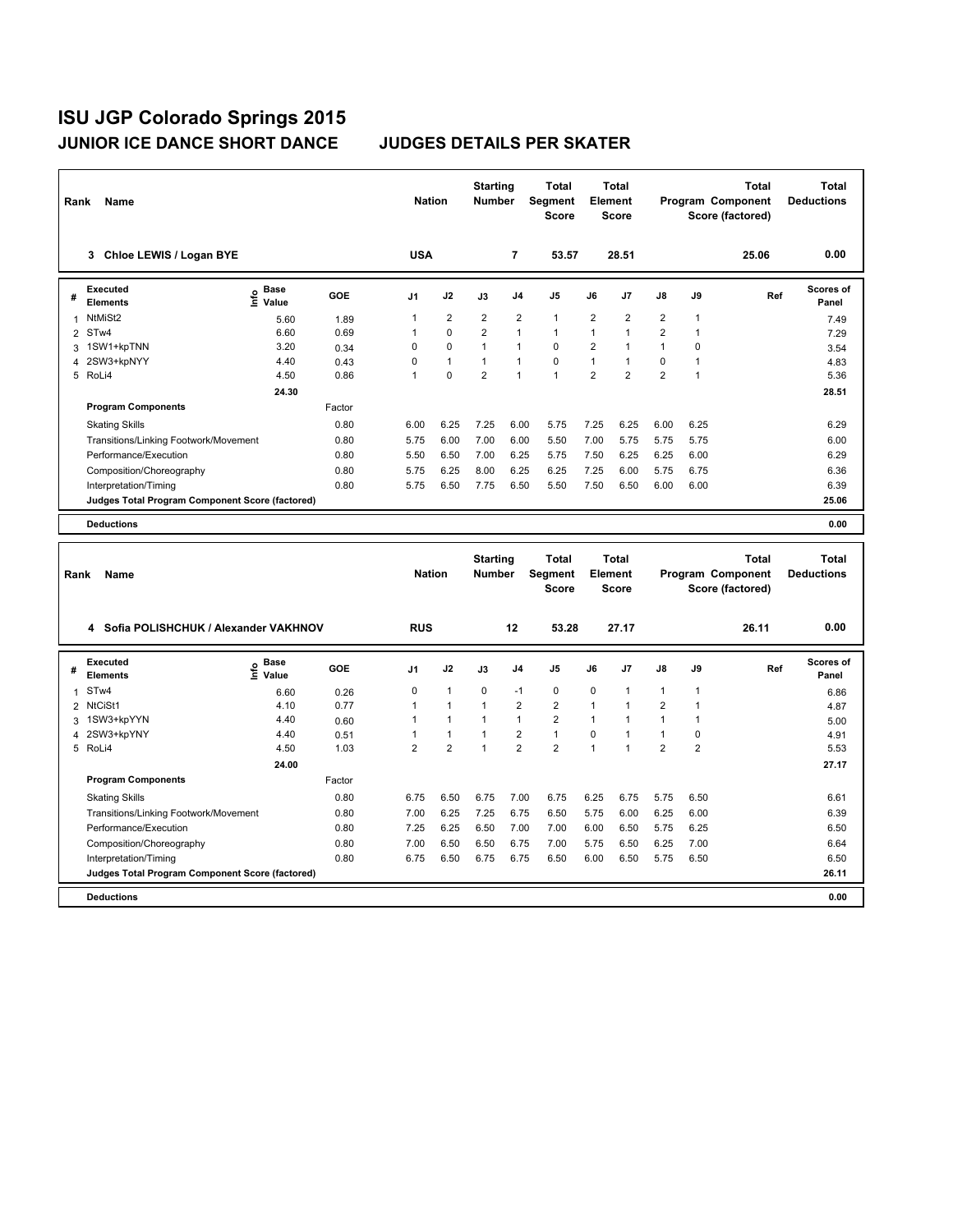# ISU JGP Colorado Springs 2015

## JUNIOR ICE DANCE SHORT DANCE JUDGES DETAILS PER SKATER

| Rank | Name | Nation | Starting Number | Total Segment Score | Total Element Score | Total Program Component Score (factored) | Total Deductions |
|---|---|---|---|---|---|---|---|
| 3 | Chloe LEWIS / Logan BYE | USA | 7 | 53.57 | 28.51 | 25.06 | 0.00 |

| # | Executed Elements | Info | Base Value | GOE | J1 | J2 | J3 | J4 | J5 | J6 | J7 | J8 | J9 | Ref | Scores of Panel |
|---|---|---|---|---|---|---|---|---|---|---|---|---|---|---|---|
| 1 | NtMiSt2 | | 5.60 | 1.89 | 1 | 2 | 2 | 2 | 1 | 2 | 2 | 2 | 1 | | 7.49 |
| 2 | STw4 | | 6.60 | 0.69 | 1 | 0 | 2 | 1 | 1 | 1 | 1 | 2 | 1 | | 7.29 |
| 3 | 1SW1+kpTNN | | 3.20 | 0.34 | 0 | 0 | 1 | 1 | 0 | 2 | 1 | 1 | 0 | | 3.54 |
| 4 | 2SW3+kpNYY | | 4.40 | 0.43 | 0 | 1 | 1 | 1 | 0 | 1 | 1 | 0 | 1 | | 4.83 |
| 5 | RoLi4 | | 4.50 | 0.86 | 1 | 0 | 2 | 1 | 1 | 2 | 2 | 2 | 1 | | 5.36 |
| | | | 24.30 | | | | | | | | | | | | 28.51 |

| Program Components | Factor | J1 | J2 | J3 | J4 | J5 | J6 | J7 | J8 | J9 | Scores of Panel |
|---|---|---|---|---|---|---|---|---|---|---|---|
| Skating Skills | 0.80 | 6.00 | 6.25 | 7.25 | 6.00 | 5.75 | 7.25 | 6.25 | 6.00 | 6.25 | 6.29 |
| Transitions/Linking Footwork/Movement | 0.80 | 5.75 | 6.00 | 7.00 | 6.00 | 5.50 | 7.00 | 5.75 | 5.75 | 5.75 | 6.00 |
| Performance/Execution | 0.80 | 5.50 | 6.50 | 7.00 | 6.25 | 5.75 | 7.50 | 6.25 | 6.25 | 6.00 | 6.29 |
| Composition/Choreography | 0.80 | 5.75 | 6.25 | 8.00 | 6.25 | 6.25 | 7.25 | 6.00 | 5.75 | 6.75 | 6.36 |
| Interpretation/Timing | 0.80 | 5.75 | 6.50 | 7.75 | 6.50 | 5.50 | 7.50 | 6.50 | 6.00 | 6.00 | 6.39 |
| **Judges Total Program Component Score (factored)** | | | | | | | | | | | **25.06** |

**Deductions** 0.00

| Rank | Name | Nation | Starting Number | Total Segment Score | Total Element Score | Total Program Component Score (factored) | Total Deductions |
|---|---|---|---|---|---|---|---|
| 4 | Sofia POLISHCHUK / Alexander VAKHNOV | RUS | 12 | 53.28 | 27.17 | 26.11 | 0.00 |

| # | Executed Elements | Info | Base Value | GOE | J1 | J2 | J3 | J4 | J5 | J6 | J7 | J8 | J9 | Ref | Scores of Panel |
|---|---|---|---|---|---|---|---|---|---|---|---|---|---|---|---|
| 1 | STw4 | | 6.60 | 0.26 | 0 | 1 | 0 | -1 | 0 | 0 | 1 | 1 | 1 | | 6.86 |
| 2 | NtCiSt1 | | 4.10 | 0.77 | 1 | 1 | 1 | 2 | 2 | 1 | 1 | 2 | 1 | | 4.87 |
| 3 | 1SW3+kpYYN | | 4.40 | 0.60 | 1 | 1 | 1 | 1 | 2 | 1 | 1 | 1 | 1 | | 5.00 |
| 4 | 2SW3+kpYNY | | 4.40 | 0.51 | 1 | 1 | 1 | 2 | 1 | 0 | 1 | 1 | 0 | | 4.91 |
| 5 | RoLi4 | | 4.50 | 1.03 | 2 | 2 | 1 | 2 | 2 | 1 | 1 | 2 | 2 | | 5.53 |
| | | | 24.00 | | | | | | | | | | | | 27.17 |

| Program Components | Factor | J1 | J2 | J3 | J4 | J5 | J6 | J7 | J8 | J9 | Scores of Panel |
|---|---|---|---|---|---|---|---|---|---|---|---|
| Skating Skills | 0.80 | 6.75 | 6.50 | 6.75 | 7.00 | 6.75 | 6.25 | 6.75 | 5.75 | 6.50 | 6.61 |
| Transitions/Linking Footwork/Movement | 0.80 | 7.00 | 6.25 | 7.25 | 6.75 | 6.50 | 5.75 | 6.00 | 6.25 | 6.00 | 6.39 |
| Performance/Execution | 0.80 | 7.25 | 6.25 | 6.50 | 7.00 | 7.00 | 6.00 | 6.50 | 5.75 | 6.25 | 6.50 |
| Composition/Choreography | 0.80 | 7.00 | 6.50 | 6.50 | 6.75 | 7.00 | 5.75 | 6.50 | 6.25 | 7.00 | 6.64 |
| Interpretation/Timing | 0.80 | 6.75 | 6.50 | 6.75 | 6.75 | 6.50 | 6.00 | 6.50 | 5.75 | 6.50 | 6.50 |
| **Judges Total Program Component Score (factored)** | | | | | | | | | | | **26.11** |

**Deductions** 0.00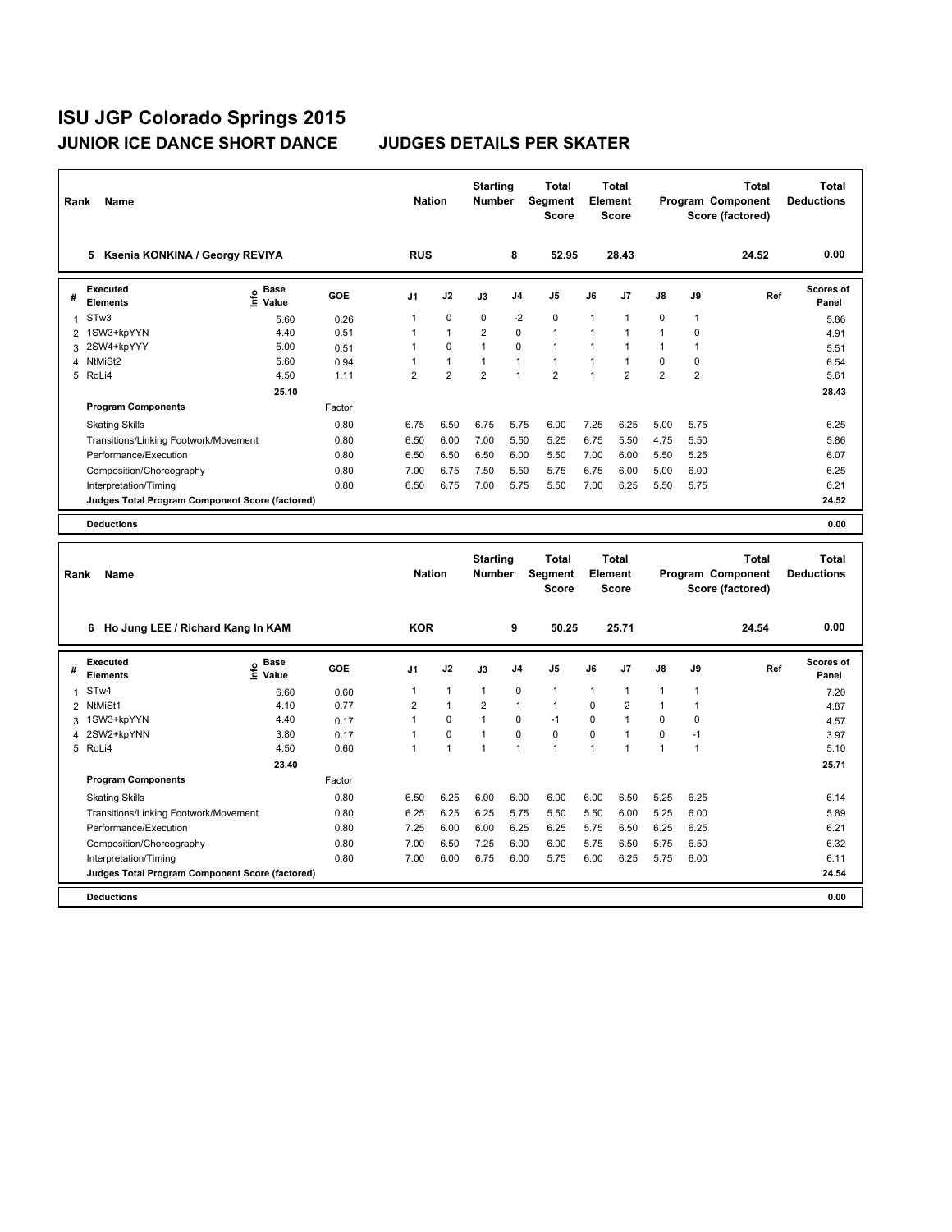# ISU JGP Colorado Springs 2015

## JUNIOR ICE DANCE SHORT DANCE JUDGES DETAILS PER SKATER

| Rank | Name | Nation | Starting Number | Total Segment Score | Total Element Score | Total Program Component Score (factored) | Total Deductions |
|---|---|---|---|---|---|---|---|
| 5 | Ksenia KONKINA / Georgy REVIYA | RUS | 8 | 52.95 | 28.43 | 24.52 | 0.00 |

| # | Executed Elements | Info | Base Value | GOE | J1 | J2 | J3 | J4 | J5 | J6 | J7 | J8 | J9 | Ref | Scores of Panel |
|---|---|---|---|---|---|---|---|---|---|---|---|---|---|---|---|
| 1 | STw3 | | 5.60 | 0.26 | 1 | 0 | 0 | -2 | 0 | 1 | 1 | 0 | 1 | | 5.86 |
| 2 | 1SW3+kpYYN | | 4.40 | 0.51 | 1 | 1 | 2 | 0 | 1 | 1 | 1 | 1 | 0 | | 4.91 |
| 3 | 2SW4+kpYYY | | 5.00 | 0.51 | 1 | 0 | 1 | 0 | 1 | 1 | 1 | 1 | 1 | | 5.51 |
| 4 | NtMiSt2 | | 5.60 | 0.94 | 1 | 1 | 1 | 1 | 1 | 1 | 1 | 0 | 0 | | 6.54 |
| 5 | RoLi4 | | 4.50 | 1.11 | 2 | 2 | 2 | 1 | 2 | 1 | 2 | 2 | 2 | | 5.61 |
| | | | 25.10 | | | | | | | | | | | | 28.43 |
| | **Program Components** | | | Factor | | | | | | | | | | | |
| | Skating Skills | | | 0.80 | 6.75 | 6.50 | 6.75 | 5.75 | 6.00 | 7.25 | 6.25 | 5.00 | 5.75 | | 6.25 |
| | Transitions/Linking Footwork/Movement | | | 0.80 | 6.50 | 6.00 | 7.00 | 5.50 | 5.25 | 6.75 | 5.50 | 4.75 | 5.50 | | 5.86 |
| | Performance/Execution | | | 0.80 | 6.50 | 6.50 | 6.50 | 6.00 | 5.50 | 7.00 | 6.00 | 5.50 | 5.25 | | 6.07 |
| | Composition/Choreography | | | 0.80 | 7.00 | 6.75 | 7.50 | 5.50 | 5.75 | 6.75 | 6.00 | 5.00 | 6.00 | | 6.25 |
| | Interpretation/Timing | | | 0.80 | 6.50 | 6.75 | 7.00 | 5.75 | 5.50 | 7.00 | 6.25 | 5.50 | 5.75 | | 6.21 |
| | **Judges Total Program Component Score (factored)** | | | | | | | | | | | | | | 24.52 |
| | **Deductions** | | | | | | | | | | | | | | 0.00 |

| Rank | Name | Nation | Starting Number | Total Segment Score | Total Element Score | Total Program Component Score (factored) | Total Deductions |
|---|---|---|---|---|---|---|---|
| 6 | Ho Jung LEE / Richard Kang In KAM | KOR | 9 | 50.25 | 25.71 | 24.54 | 0.00 |

| # | Executed Elements | Info | Base Value | GOE | J1 | J2 | J3 | J4 | J5 | J6 | J7 | J8 | J9 | Ref | Scores of Panel |
|---|---|---|---|---|---|---|---|---|---|---|---|---|---|---|---|
| 1 | STw4 | | 6.60 | 0.60 | 1 | 1 | 1 | 0 | 1 | 1 | 1 | 1 | 1 | | 7.20 |
| 2 | NtMiSt1 | | 4.10 | 0.77 | 2 | 1 | 2 | 1 | 1 | 0 | 2 | 1 | 1 | | 4.87 |
| 3 | 1SW3+kpYYN | | 4.40 | 0.17 | 1 | 0 | 1 | 0 | -1 | 0 | 1 | 0 | 0 | | 4.57 |
| 4 | 2SW2+kpYNN | | 3.80 | 0.17 | 1 | 0 | 1 | 0 | 0 | 0 | 1 | 0 | -1 | | 3.97 |
| 5 | RoLi4 | | 4.50 | 0.60 | 1 | 1 | 1 | 1 | 1 | 1 | 1 | 1 | 1 | | 5.10 |
| | | | 23.40 | | | | | | | | | | | | 25.71 |
| | **Program Components** | | | Factor | | | | | | | | | | | |
| | Skating Skills | | | 0.80 | 6.50 | 6.25 | 6.00 | 6.00 | 6.00 | 6.00 | 6.50 | 5.25 | 6.25 | | 6.14 |
| | Transitions/Linking Footwork/Movement | | | 0.80 | 6.25 | 6.25 | 6.25 | 5.75 | 5.50 | 5.50 | 6.00 | 5.25 | 6.00 | | 5.89 |
| | Performance/Execution | | | 0.80 | 7.25 | 6.00 | 6.00 | 6.25 | 6.25 | 5.75 | 6.50 | 6.25 | 6.25 | | 6.21 |
| | Composition/Choreography | | | 0.80 | 7.00 | 6.50 | 7.25 | 6.00 | 6.00 | 5.75 | 6.50 | 5.75 | 6.50 | | 6.32 |
| | Interpretation/Timing | | | 0.80 | 7.00 | 6.00 | 6.75 | 6.00 | 5.75 | 6.00 | 6.25 | 5.75 | 6.00 | | 6.11 |
| | **Judges Total Program Component Score (factored)** | | | | | | | | | | | | | | 24.54 |
| | **Deductions** | | | | | | | | | | | | | | 0.00 |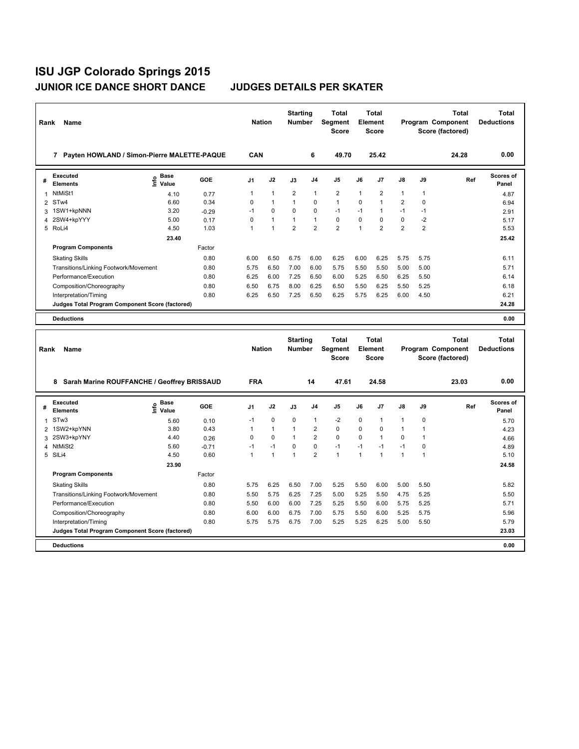# ISU JGP Colorado Springs 2015

## JUNIOR ICE DANCE SHORT DANCE JUDGES DETAILS PER SKATER

| Rank | Name | Nation | Starting Number | Total Segment Score | Total Element Score | Total Program Component Score (factored) | Total Deductions |
|---|---|---|---|---|---|---|---|
| 7 | Payten HOWLAND / Simon-Pierre MALETTE-PAQUE | CAN | 6 | 49.70 | 25.42 | 24.28 | 0.00 |

| # | Executed Elements | Info | Base Value | GOE | J1 | J2 | J3 | J4 | J5 | J6 | J7 | J8 | J9 | Ref | Scores of Panel |
|---|---|---|---|---|---|---|---|---|---|---|---|---|---|---|---|
| 1 | NtMiSt1 | | 4.10 | 0.77 | 1 | 1 | 2 | 1 | 2 | 1 | 2 | 1 | 1 | | 4.87 |
| 2 | STw4 | | 6.60 | 0.34 | 0 | 1 | 1 | 0 | 1 | 0 | 1 | 2 | 0 | | 6.94 |
| 3 | 1SW1+kpNNN | | 3.20 | -0.29 | -1 | 0 | 0 | 0 | -1 | -1 | 1 | -1 | -1 | | 2.91 |
| 4 | 2SW4+kpYYY | | 5.00 | 0.17 | 0 | 1 | 1 | 1 | 0 | 0 | 0 | 0 | -2 | | 5.17 |
| 5 | RoLi4 | | 4.50 | 1.03 | 1 | 1 | 2 | 2 | 2 | 1 | 2 | 2 | 2 | | 5.53 |
| | | | 23.40 | | | | | | | | | | | | 25.42 |
| | **Program Components** | | | Factor | | | | | | | | | | | |
| | Skating Skills | | | 0.80 | 6.00 | 6.50 | 6.75 | 6.00 | 6.25 | 6.00 | 6.25 | 5.75 | 5.75 | | 6.11 |
| | Transitions/Linking Footwork/Movement | | | 0.80 | 5.75 | 6.50 | 7.00 | 6.00 | 5.75 | 5.50 | 5.50 | 5.00 | 5.00 | | 5.71 |
| | Performance/Execution | | | 0.80 | 6.25 | 6.00 | 7.25 | 6.50 | 6.00 | 5.25 | 6.50 | 6.25 | 5.50 | | 6.14 |
| | Composition/Choreography | | | 0.80 | 6.50 | 6.75 | 8.00 | 6.25 | 6.50 | 5.50 | 6.25 | 5.50 | 5.25 | | 6.18 |
| | Interpretation/Timing | | | 0.80 | 6.25 | 6.50 | 7.25 | 6.50 | 6.25 | 5.75 | 6.25 | 6.00 | 4.50 | | 6.21 |
| | **Judges Total Program Component Score (factored)** | | | | | | | | | | | | | | 24.28 |
| | **Deductions** | | | | | | | | | | | | | | 0.00 |

| Rank | Name | Nation | Starting Number | Total Segment Score | Total Element Score | Total Program Component Score (factored) | Total Deductions |
|---|---|---|---|---|---|---|---|
| 8 | Sarah Marine ROUFFANCHE / Geoffrey BRISSAUD | FRA | 14 | 47.61 | 24.58 | 23.03 | 0.00 |

| # | Executed Elements | Info | Base Value | GOE | J1 | J2 | J3 | J4 | J5 | J6 | J7 | J8 | J9 | Ref | Scores of Panel |
|---|---|---|---|---|---|---|---|---|---|---|---|---|---|---|---|
| 1 | STw3 | | 5.60 | 0.10 | -1 | 0 | 0 | 1 | -2 | 0 | 1 | 1 | 0 | | 5.70 |
| 2 | 1SW2+kpYNN | | 3.80 | 0.43 | 1 | 1 | 1 | 2 | 0 | 0 | 0 | 1 | 1 | | 4.23 |
| 3 | 2SW3+kpYNY | | 4.40 | 0.26 | 0 | 0 | 1 | 2 | 0 | 0 | 1 | 0 | 1 | | 4.66 |
| 4 | NtMiSt2 | | 5.60 | -0.71 | -1 | -1 | 0 | 0 | -1 | -1 | -1 | -1 | 0 | | 4.89 |
| 5 | SlLi4 | | 4.50 | 0.60 | 1 | 1 | 1 | 2 | 1 | 1 | 1 | 1 | 1 | | 5.10 |
| | | | 23.90 | | | | | | | | | | | | 24.58 |
| | **Program Components** | | | Factor | | | | | | | | | | | |
| | Skating Skills | | | 0.80 | 5.75 | 6.25 | 6.50 | 7.00 | 5.25 | 5.50 | 6.00 | 5.00 | 5.50 | | 5.82 |
| | Transitions/Linking Footwork/Movement | | | 0.80 | 5.50 | 5.75 | 6.25 | 7.25 | 5.00 | 5.25 | 5.50 | 4.75 | 5.25 | | 5.50 |
| | Performance/Execution | | | 0.80 | 5.50 | 6.00 | 6.00 | 7.25 | 5.25 | 5.50 | 6.00 | 5.75 | 5.25 | | 5.71 |
| | Composition/Choreography | | | 0.80 | 6.00 | 6.00 | 6.75 | 7.00 | 5.75 | 5.50 | 6.00 | 5.25 | 5.75 | | 5.96 |
| | Interpretation/Timing | | | 0.80 | 5.75 | 5.75 | 6.75 | 7.00 | 5.25 | 5.25 | 6.25 | 5.00 | 5.50 | | 5.79 |
| | **Judges Total Program Component Score (factored)** | | | | | | | | | | | | | | 23.03 |
| | **Deductions** | | | | | | | | | | | | | | 0.00 |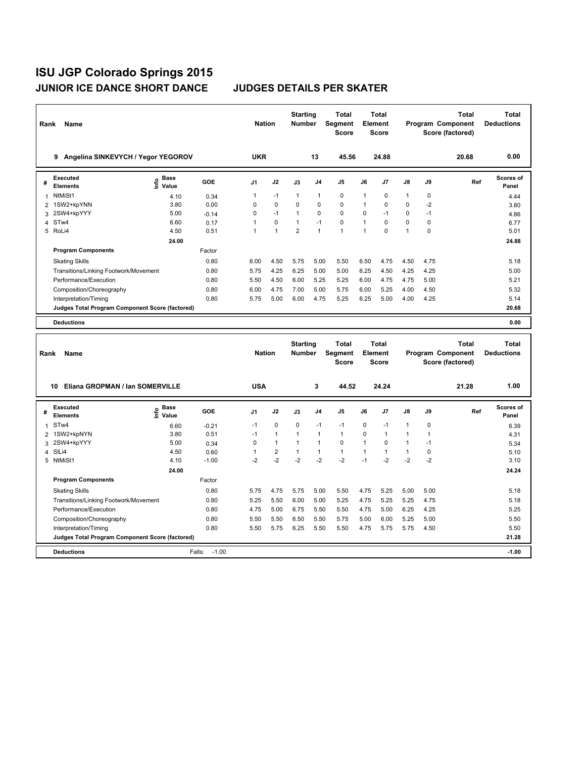# ISU JGP Colorado Springs 2015

## JUNIOR ICE DANCE SHORT DANCE JUDGES DETAILS PER SKATER

| Rank | Name | Nation | Starting Number | Total Segment Score | Total Element Score | Total Program Component Score (factored) | Total Deductions |
|---|---|---|---|---|---|---|---|
| 9 | Angelina SINKEVYCH / Yegor YEGOROV | UKR | 13 | 45.56 | 24.88 | 20.68 | 0.00 |

| # | Executed Elements | Info | Base Value | GOE | J1 | J2 | J3 | J4 | J5 | J6 | J7 | J8 | J9 | Ref | Scores of Panel |
|---|---|---|---|---|---|---|---|---|---|---|---|---|---|---|---|
| 1 | NtMiSt1 | | 4.10 | 0.34 | 1 | -1 | 1 | 1 | 0 | 1 | 0 | 1 | 0 | | 4.44 |
| 2 | 1SW2+kpYNN | | 3.80 | 0.00 | 0 | 0 | 0 | 0 | 0 | 1 | 0 | 0 | -2 | | 3.80 |
| 3 | 2SW4+kpYYY | | 5.00 | -0.14 | 0 | -1 | 1 | 0 | 0 | 0 | -1 | 0 | -1 | | 4.86 |
| 4 | STw4 | | 6.60 | 0.17 | 1 | 0 | 1 | -1 | 0 | 1 | 0 | 0 | 0 | | 6.77 |
| 5 | RoLi4 | | 4.50 | 0.51 | 1 | 1 | 2 | 1 | 1 | 1 | 0 | 1 | 0 | | 5.01 |
| | | | 24.00 | | | | | | | | | | | | 24.88 |

| Program Components | Factor | J1 | J2 | J3 | J4 | J5 | J6 | J7 | J8 | J9 | Scores of Panel |
|---|---|---|---|---|---|---|---|---|---|---|---|
| Skating Skills | 0.80 | 6.00 | 4.50 | 5.75 | 5.00 | 5.50 | 6.50 | 4.75 | 4.50 | 4.75 | 5.18 |
| Transitions/Linking Footwork/Movement | 0.80 | 5.75 | 4.25 | 6.25 | 5.00 | 5.00 | 6.25 | 4.50 | 4.25 | 4.25 | 5.00 |
| Performance/Execution | 0.80 | 5.50 | 4.50 | 6.00 | 5.25 | 5.25 | 6.00 | 4.75 | 4.75 | 5.00 | 5.21 |
| Composition/Choreography | 0.80 | 6.00 | 4.75 | 7.00 | 5.00 | 5.75 | 6.00 | 5.25 | 4.00 | 4.50 | 5.32 |
| Interpretation/Timing | 0.80 | 5.75 | 5.00 | 6.00 | 4.75 | 5.25 | 6.25 | 5.00 | 4.00 | 4.25 | 5.14 |
| Judges Total Program Component Score (factored) | | | | | | | | | | | 20.68 |

**Deductions** 0.00

| Rank | Name | Nation | Starting Number | Total Segment Score | Total Element Score | Total Program Component Score (factored) | Total Deductions |
|---|---|---|---|---|---|---|---|
| 10 | Eliana GROPMAN / Ian SOMERVILLE | USA | 3 | 44.52 | 24.24 | 21.28 | 1.00 |

| # | Executed Elements | Info | Base Value | GOE | J1 | J2 | J3 | J4 | J5 | J6 | J7 | J8 | J9 | Ref | Scores of Panel |
|---|---|---|---|---|---|---|---|---|---|---|---|---|---|---|---|
| 1 | STw4 | | 6.60 | -0.21 | -1 | 0 | 0 | -1 | -1 | 0 | -1 | 1 | 0 | | 6.39 |
| 2 | 1SW2+kpNYN | | 3.80 | 0.51 | -1 | 1 | 1 | 1 | 1 | 0 | 1 | 1 | 1 | | 4.31 |
| 3 | 2SW4+kpYYY | | 5.00 | 0.34 | 0 | 1 | 1 | 1 | 0 | 1 | 0 | 1 | -1 | | 5.34 |
| 4 | SlLi4 | | 4.50 | 0.60 | 1 | 2 | 1 | 1 | 1 | 1 | 1 | 1 | 0 | | 5.10 |
| 5 | NtMiSt1 | | 4.10 | -1.00 | -2 | -2 | -2 | -2 | -2 | -1 | -2 | -2 | -2 | | 3.10 |
| | | | 24.00 | | | | | | | | | | | | 24.24 |

| Program Components | Factor | J1 | J2 | J3 | J4 | J5 | J6 | J7 | J8 | J9 | Scores of Panel |
|---|---|---|---|---|---|---|---|---|---|---|---|
| Skating Skills | 0.80 | 5.75 | 4.75 | 5.75 | 5.00 | 5.50 | 4.75 | 5.25 | 5.00 | 5.00 | 5.18 |
| Transitions/Linking Footwork/Movement | 0.80 | 5.25 | 5.50 | 6.00 | 5.00 | 5.25 | 4.75 | 5.25 | 5.25 | 4.75 | 5.18 |
| Performance/Execution | 0.80 | 4.75 | 5.00 | 6.75 | 5.50 | 5.50 | 4.75 | 5.00 | 6.25 | 4.25 | 5.25 |
| Composition/Choreography | 0.80 | 5.50 | 5.50 | 6.50 | 5.50 | 5.75 | 5.00 | 6.00 | 5.25 | 5.00 | 5.50 |
| Interpretation/Timing | 0.80 | 5.50 | 5.75 | 6.25 | 5.50 | 5.50 | 4.75 | 5.75 | 5.75 | 4.50 | 5.50 |
| Judges Total Program Component Score (factored) | | | | | | | | | | | 21.28 |

**Deductions** Falls: -1.00 -1.00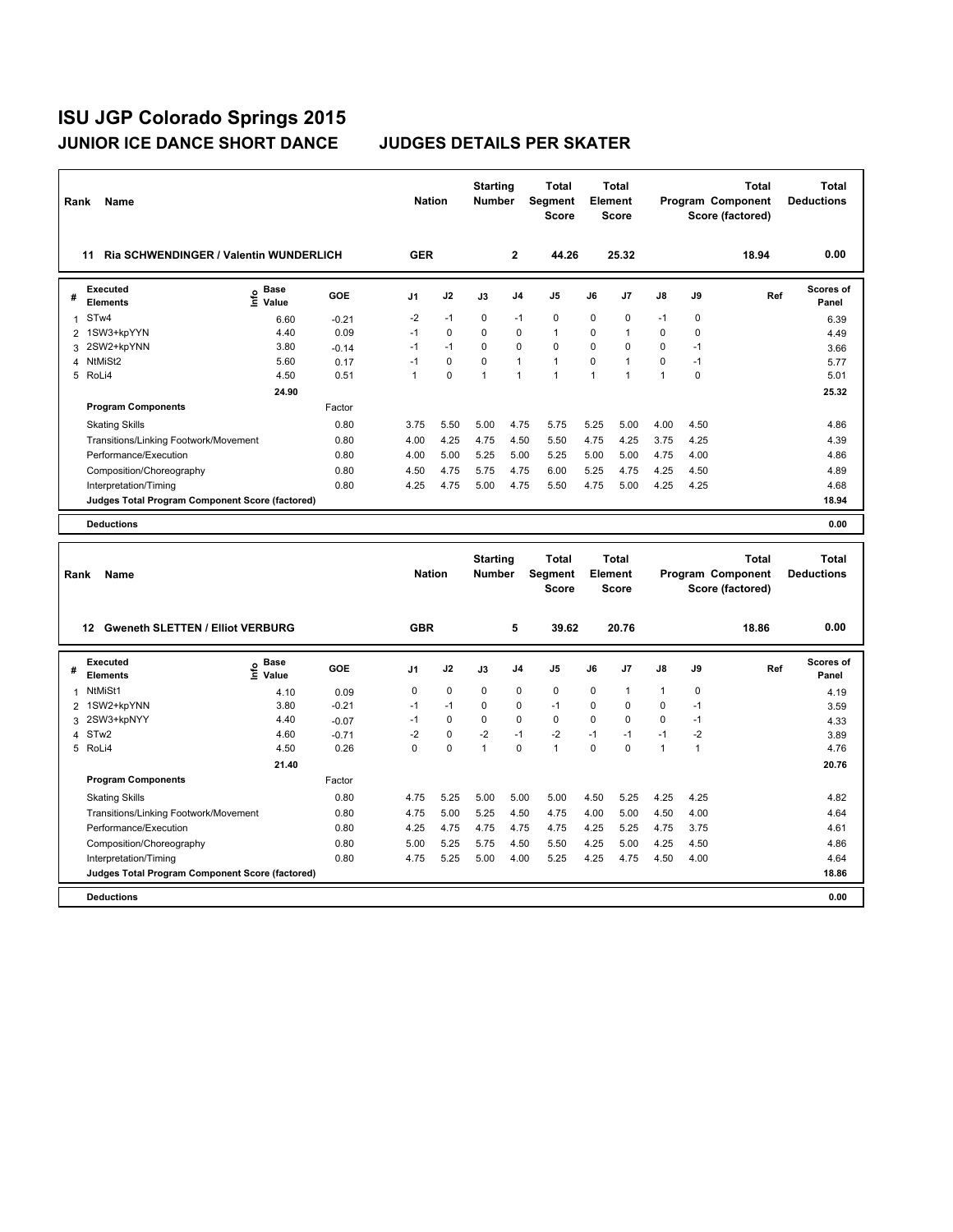# ISU JGP Colorado Springs 2015

## JUNIOR ICE DANCE SHORT DANCE JUDGES DETAILS PER SKATER

| Rank | Name | Nation | Starting Number | Total Segment Score | Total Element Score | Total Program Component Score (factored) | Total Deductions |
|---|---|---|---|---|---|---|---|
| 11 | Ria SCHWENDINGER / Valentin WUNDERLICH | GER | 2 | 44.26 | 25.32 | 18.94 | 0.00 |

| # | Executed Elements | Info | Base Value | GOE | J1 | J2 | J3 | J4 | J5 | J6 | J7 | J8 | J9 | Ref | Scores of Panel |
|---|---|---|---|---|---|---|---|---|---|---|---|---|---|---|---|
| 1 | STw4 | | 6.60 | -0.21 | -2 | -1 | 0 | -1 | 0 | 0 | 0 | -1 | 0 | | 6.39 |
| 2 | 1SW3+kpYYN | | 4.40 | 0.09 | -1 | 0 | 0 | 0 | 1 | 0 | 1 | 0 | 0 | | 4.49 |
| 3 | 2SW2+kpYNN | | 3.80 | -0.14 | -1 | -1 | 0 | 0 | 0 | 0 | 0 | 0 | -1 | | 3.66 |
| 4 | NtMiSt2 | | 5.60 | 0.17 | -1 | 0 | 0 | 1 | 1 | 0 | 1 | 0 | -1 | | 5.77 |
| 5 | RoLi4 | | 4.50 | 0.51 | 1 | 0 | 1 | 1 | 1 | 1 | 1 | 1 | 0 | | 5.01 |
| | | | 24.90 | | | | | | | | | | | | 25.32 |

| Program Components | Factor | J1 | J2 | J3 | J4 | J5 | J6 | J7 | J8 | J9 | Scores of Panel |
|---|---|---|---|---|---|---|---|---|---|---|---|
| Skating Skills | 0.80 | 3.75 | 5.50 | 5.00 | 4.75 | 5.75 | 5.25 | 5.00 | 4.00 | 4.50 | 4.86 |
| Transitions/Linking Footwork/Movement | 0.80 | 4.00 | 4.25 | 4.75 | 4.50 | 5.50 | 4.75 | 4.25 | 3.75 | 4.25 | 4.39 |
| Performance/Execution | 0.80 | 4.00 | 5.00 | 5.25 | 5.00 | 5.25 | 5.00 | 5.00 | 4.75 | 4.00 | 4.86 |
| Composition/Choreography | 0.80 | 4.50 | 4.75 | 5.75 | 4.75 | 6.00 | 5.25 | 4.75 | 4.25 | 4.50 | 4.89 |
| Interpretation/Timing | 0.80 | 4.25 | 4.75 | 5.00 | 4.75 | 5.50 | 4.75 | 5.00 | 4.25 | 4.25 | 4.68 |
| **Judges Total Program Component Score (factored)** | | | | | | | | | | | **18.94** |

**Deductions** 0.00

| Rank | Name | Nation | Starting Number | Total Segment Score | Total Element Score | Total Program Component Score (factored) | Total Deductions |
|---|---|---|---|---|---|---|---|
| 12 | Gweneth SLETTEN / Elliot VERBURG | GBR | 5 | 39.62 | 20.76 | 18.86 | 0.00 |

| # | Executed Elements | Info | Base Value | GOE | J1 | J2 | J3 | J4 | J5 | J6 | J7 | J8 | J9 | Ref | Scores of Panel |
|---|---|---|---|---|---|---|---|---|---|---|---|---|---|---|---|
| 1 | NtMiSt1 | | 4.10 | 0.09 | 0 | 0 | 0 | 0 | 0 | 0 | 1 | 1 | 0 | | 4.19 |
| 2 | 1SW2+kpYNN | | 3.80 | -0.21 | -1 | -1 | 0 | 0 | -1 | 0 | 0 | 0 | -1 | | 3.59 |
| 3 | 2SW3+kpNYY | | 4.40 | -0.07 | -1 | 0 | 0 | 0 | 0 | 0 | 0 | 0 | -1 | | 4.33 |
| 4 | STw2 | | 4.60 | -0.71 | -2 | 0 | -2 | -1 | -2 | -1 | -1 | -1 | -2 | | 3.89 |
| 5 | RoLi4 | | 4.50 | 0.26 | 0 | 0 | 1 | 0 | 1 | 0 | 0 | 1 | 1 | | 4.76 |
| | | | 21.40 | | | | | | | | | | | | 20.76 |

| Program Components | Factor | J1 | J2 | J3 | J4 | J5 | J6 | J7 | J8 | J9 | Scores of Panel |
|---|---|---|---|---|---|---|---|---|---|---|---|
| Skating Skills | 0.80 | 4.75 | 5.25 | 5.00 | 5.00 | 5.00 | 4.50 | 5.25 | 4.25 | 4.25 | 4.82 |
| Transitions/Linking Footwork/Movement | 0.80 | 4.75 | 5.00 | 5.25 | 4.50 | 4.75 | 4.00 | 5.00 | 4.50 | 4.00 | 4.64 |
| Performance/Execution | 0.80 | 4.25 | 4.75 | 4.75 | 4.75 | 4.75 | 4.25 | 5.25 | 4.75 | 3.75 | 4.61 |
| Composition/Choreography | 0.80 | 5.00 | 5.25 | 5.75 | 4.50 | 5.50 | 4.25 | 5.00 | 4.25 | 4.50 | 4.86 |
| Interpretation/Timing | 0.80 | 4.75 | 5.25 | 5.00 | 4.00 | 5.25 | 4.25 | 4.75 | 4.50 | 4.00 | 4.64 |
| **Judges Total Program Component Score (factored)** | | | | | | | | | | | **18.86** |

**Deductions** 0.00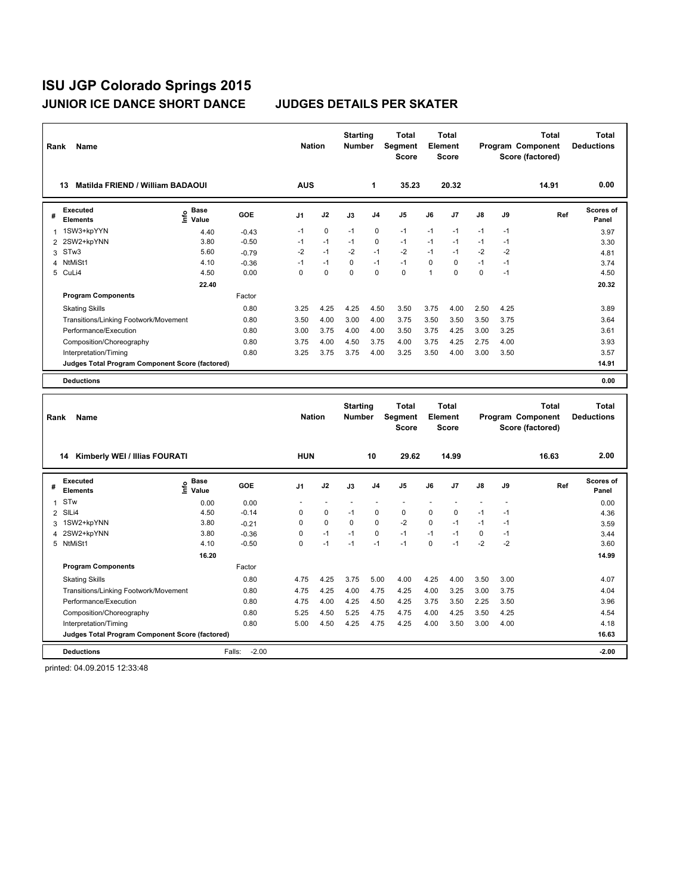# ISU JGP Colorado Springs 2015

## JUNIOR ICE DANCE SHORT DANCE JUDGES DETAILS PER SKATER

| Rank | Name | Nation | Starting Number | Total Segment Score | Total Element Score | Total Program Component Score (factored) | Total Deductions |
|---|---|---|---|---|---|---|---|
| 13 | Matilda FRIEND / William BADAOUI | AUS | 1 | 35.23 | 20.32 | 14.91 | 0.00 |

| # | Executed Elements | Info | Base Value | GOE | J1 | J2 | J3 | J4 | J5 | J6 | J7 | J8 | J9 | Ref | Scores of Panel |
|---|---|---|---|---|---|---|---|---|---|---|---|---|---|---|---|
| 1 | 1SW3+kpYYN | | 4.40 | -0.43 | -1 | 0 | -1 | 0 | -1 | -1 | -1 | -1 | -1 | | 3.97 |
| 2 | 2SW2+kpYNN | | 3.80 | -0.50 | -1 | -1 | -1 | 0 | -1 | -1 | -1 | -1 | -1 | | 3.30 |
| 3 | STw3 | | 5.60 | -0.79 | -2 | -1 | -2 | -1 | -2 | -1 | -1 | -2 | -2 | | 4.81 |
| 4 | NtMiSt1 | | 4.10 | -0.36 | -1 | -1 | 0 | -1 | -1 | 0 | 0 | -1 | -1 | | 3.74 |
| 5 | CuLi4 | | 4.50 | 0.00 | 0 | 0 | 0 | 0 | 0 | 1 | 0 | 0 | -1 | | 4.50 |
| | | | 22.40 | | | | | | | | | | | | 20.32 |
| | **Program Components** | | | Factor | | | | | | | | | | | |
| | Skating Skills | | | 0.80 | 3.25 | 4.25 | 4.25 | 4.50 | 3.50 | 3.75 | 4.00 | 2.50 | 4.25 | | 3.89 |
| | Transitions/Linking Footwork/Movement | | | 0.80 | 3.50 | 4.00 | 3.00 | 4.00 | 3.75 | 3.50 | 3.50 | 3.50 | 3.75 | | 3.64 |
| | Performance/Execution | | | 0.80 | 3.00 | 3.75 | 4.00 | 4.00 | 3.50 | 3.75 | 4.25 | 3.00 | 3.25 | | 3.61 |
| | Composition/Choreography | | | 0.80 | 3.75 | 4.00 | 4.50 | 3.75 | 4.00 | 3.75 | 4.25 | 2.75 | 4.00 | | 3.93 |
| | Interpretation/Timing | | | 0.80 | 3.25 | 3.75 | 3.75 | 4.00 | 3.25 | 3.50 | 4.00 | 3.00 | 3.50 | | 3.57 |
| | **Judges Total Program Component Score (factored)** | | | | | | | | | | | | | | 14.91 |
| | **Deductions** | | | | | | | | | | | | | | 0.00 |

| Rank | Name | Nation | Starting Number | Total Segment Score | Total Element Score | Total Program Component Score (factored) | Total Deductions |
|---|---|---|---|---|---|---|---|
| 14 | Kimberly WEI / Illias FOURATI | HUN | 10 | 29.62 | 14.99 | 16.63 | 2.00 |

| # | Executed Elements | Info | Base Value | GOE | J1 | J2 | J3 | J4 | J5 | J6 | J7 | J8 | J9 | Ref | Scores of Panel |
|---|---|---|---|---|---|---|---|---|---|---|---|---|---|---|---|
| 1 | STw | | 0.00 | 0.00 | - | - | - | - | - | - | - | - | - | | 0.00 |
| 2 | SlLi4 | | 4.50 | -0.14 | 0 | 0 | -1 | 0 | 0 | 0 | 0 | -1 | -1 | | 4.36 |
| 3 | 1SW2+kpYNN | | 3.80 | -0.21 | 0 | 0 | 0 | 0 | -2 | 0 | -1 | -1 | -1 | | 3.59 |
| 4 | 2SW2+kpYNN | | 3.80 | -0.36 | 0 | -1 | -1 | 0 | -1 | -1 | -1 | 0 | -1 | | 3.44 |
| 5 | NtMiSt1 | | 4.10 | -0.50 | 0 | -1 | -1 | -1 | -1 | 0 | -1 | -2 | -2 | | 3.60 |
| | | | 16.20 | | | | | | | | | | | | 14.99 |
| | **Program Components** | | | Factor | | | | | | | | | | | |
| | Skating Skills | | | 0.80 | 4.75 | 4.25 | 3.75 | 5.00 | 4.00 | 4.25 | 4.00 | 3.50 | 3.00 | | 4.07 |
| | Transitions/Linking Footwork/Movement | | | 0.80 | 4.75 | 4.25 | 4.00 | 4.75 | 4.25 | 4.00 | 3.25 | 3.00 | 3.75 | | 4.04 |
| | Performance/Execution | | | 0.80 | 4.75 | 4.00 | 4.25 | 4.50 | 4.25 | 3.75 | 3.50 | 2.25 | 3.50 | | 3.96 |
| | Composition/Choreography | | | 0.80 | 5.25 | 4.50 | 5.25 | 4.75 | 4.75 | 4.00 | 4.25 | 3.50 | 4.25 | | 4.54 |
| | Interpretation/Timing | | | 0.80 | 5.00 | 4.50 | 4.25 | 4.75 | 4.25 | 4.00 | 3.50 | 3.00 | 4.00 | | 4.18 |
| | **Judges Total Program Component Score (factored)** | | | | | | | | | | | | | | 16.63 |
| | **Deductions** | | Falls: | -2.00 | | | | | | | | | | | -2.00 |

printed: 04.09.2015 12:33:48